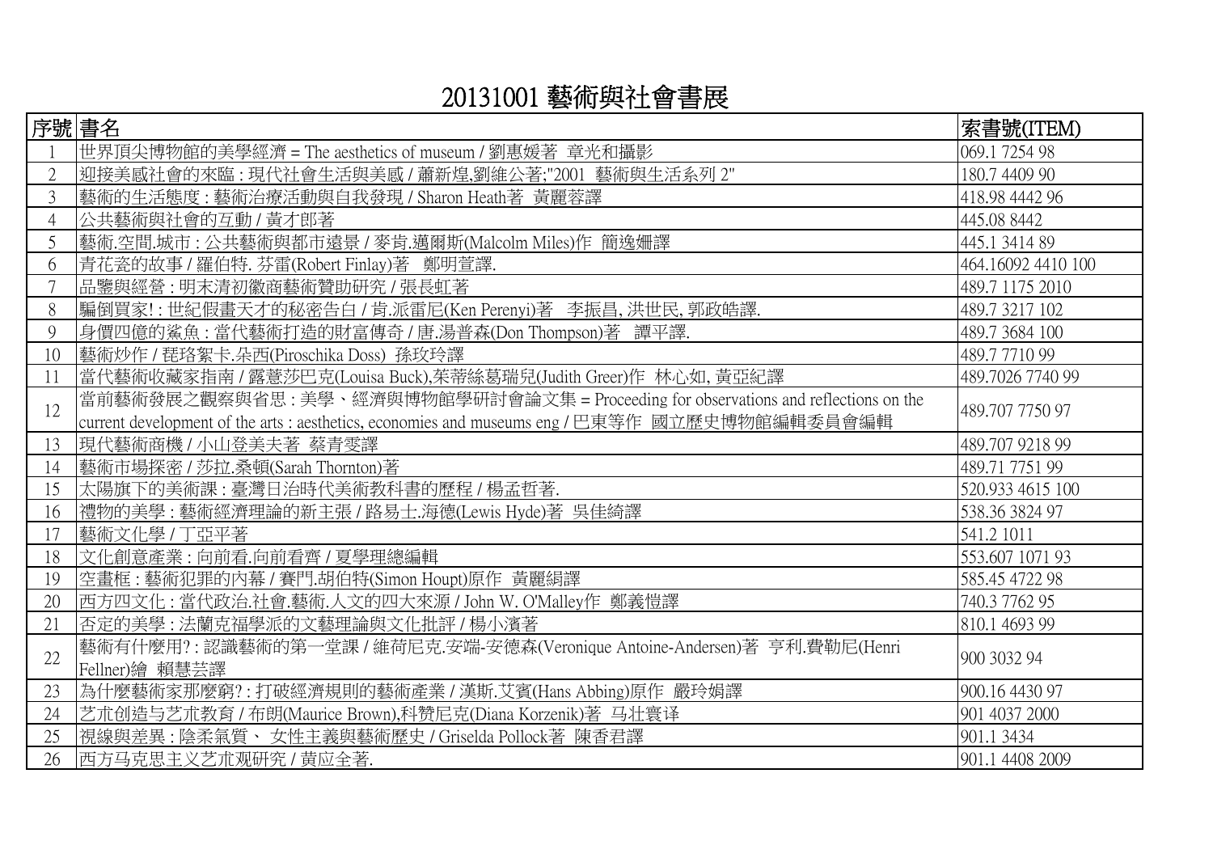# 20131001 藝術與社會書展

| 序號 | 書名 | 索書號(ITEM) |
|---|---|---|
| 1 | 世界頂尖博物館的美學經濟 = The aesthetics of museum / 劉惠媛著 章光和攝影 | 069.1 7254 98 |
| 2 | 迎接美感社會的來臨 : 現代社會生活與美感 / 蕭新煌,劉維公著;"2001 藝術與生活系列 2" | 180.7 4409 90 |
| 3 | 藝術的生活態度 : 藝術治療活動與自我發現 / Sharon Heath著 黃麗蓉譯 | 418.98 4442 96 |
| 4 | 公共藝術與社會的互動 / 黃才郎著 | 445.08 8442 |
| 5 | 藝術.空間.城市 : 公共藝術與都市遠景 / 麥肯.邁爾斯(Malcolm Miles)作 簡逸姍譯 | 445.1 3414 89 |
| 6 | 青花瓷的故事 / 羅伯特. 芬雷(Robert Finlay)著 鄭明萱譯. | 464.16092 4410 100 |
| 7 | 品鑒與經營 : 明末清初徽商藝術贊助研究 / 張長虹著 | 489.7 1175 2010 |
| 8 | 騙倒買家! : 世紀假畫天才的秘密告白 / 肯.派雷尼(Ken Perenyi)著 李振昌, 洪世民, 郭政皓譯. | 489.7 3217 102 |
| 9 | 身價四億的鯊魚 : 當代藝術打造的財富傳奇 / 唐.湯普森(Don Thompson)著 譚平譯. | 489.7 3684 100 |
| 10 | 藝術炒作 / 琵珞絜卡.朵西(Piroschika Doss) 孫玟玲譯 | 489.7 7710 99 |
| 11 | 當代藝術收藏家指南 / 露薏莎巴克(Louisa Buck),茱蒂絲葛瑞兒(Judith Greer)作 林心如, 黃亞紀譯 | 489.7026 7740 99 |
| 12 | 當前藝術發展之觀察與省思 : 美學、經濟與博物館學研討會論文集 = Proceeding for observations and reflections on the current development of the arts : aesthetics, economies and museums eng / 巴東等作 國立歷史博物館編輯委員會編輯 | 489.707 7750 97 |
| 13 | 現代藝術商機 / 小山登美夫著 蔡青雯譯 | 489.707 9218 99 |
| 14 | 藝術市場探密 / 莎拉.桑頓(Sarah Thornton)著 | 489.71 7751 99 |
| 15 | 太陽旗下的美術課 : 臺灣日治時代美術教科書的歷程 / 楊孟哲著. | 520.933 4615 100 |
| 16 | 禮物的美學 : 藝術經濟理論的新主張 / 路易士.海德(Lewis Hyde)著 吳佳綺譯 | 538.36 3824 97 |
| 17 | 藝術文化學 / 丁亞平著 | 541.2 1011 |
| 18 | 文化創意產業 : 向前看.向前看齊 / 夏學理總編輯 | 553.607 1071 93 |
| 19 | 空畫框 : 藝術犯罪的內幕 / 賽門.胡伯特(Simon Houpt)原作 黃麗絹譯 | 585.45 4722 98 |
| 20 | 西方四文化 : 當代政治.社會.藝術.人文的四大來源 / John W. O'Malley作 鄭義愷譯 | 740.3 7762 95 |
| 21 | 否定的美學 : 法蘭克福學派的文藝理論與文化批評 / 楊小濱著 | 810.1 4693 99 |
| 22 | 藝術有什麼用? : 認識藝術的第一堂課 / 維荷尼克.安端-安德森(Veronique Antoine-Andersen)著 亨利.費勒尼(Henri Fellner)繪 賴慧芸譯 | 900 3032 94 |
| 23 | 為什麼藝術家那麼窮? : 打破經濟規則的藝術產業 / 漢斯.艾賓(Hans Abbing)原作 嚴玲娟譯 | 900.16 4430 97 |
| 24 | 艺术创造与艺术教育 / 布朗(Maurice Brown),科赞尼克(Diana Korzenik)著 马壮寰译 | 901 4037 2000 |
| 25 | 視線與差異 : 陰柔氣質、 女性主義與藝術歷史 / Griselda Pollock著 陳香君譯 | 901.1 3434 |
| 26 | 西方马克思主义艺术观研究 / 黄应全著. | 901.1 4408 2009 |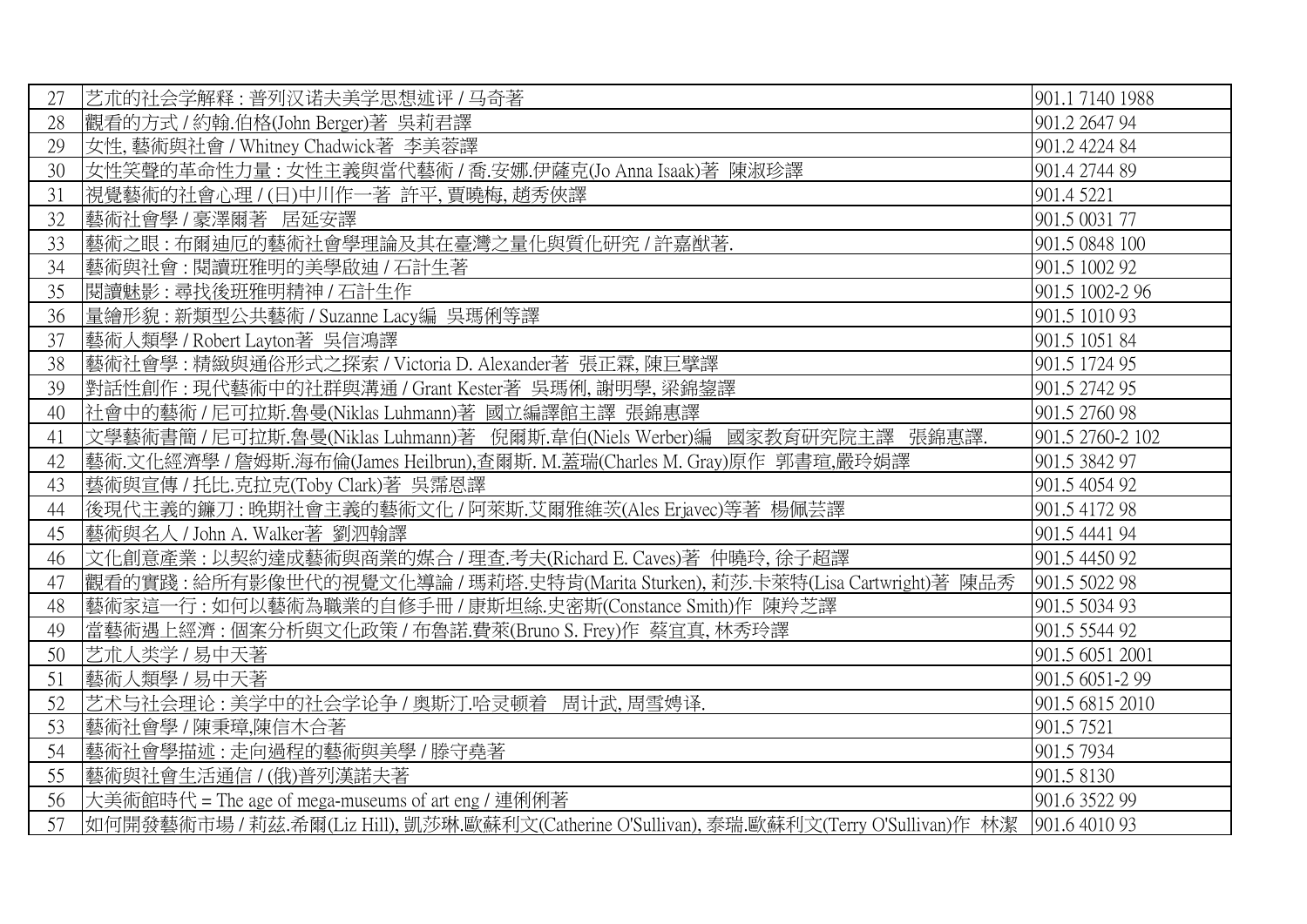| 27 | 艺朮的社会学解释 : 普列汉诺夫美学思想述评 / 马奇著 | 901.1 7140 1988 |
|---|---|---|
| 28 | 觀看的方式 / 約翰.伯格(John Berger)著 吳莉君譯 | 901.2 2647 94 |
| 29 | 女性, 藝術與社會 / Whitney Chadwick著 李美蓉譯 | 901.2 4224 84 |
| 30 | 女性笑聲的革命性力量 : 女性主義與當代藝術 / 喬.安娜.伊薩克(Jo Anna Isaak)著 陳淑珍譯 | 901.4 2744 89 |
| 31 | 視覺藝術的社會心理 / (日)中川作一著 許平, 賈曉梅, 趙秀俠譯 | 901.4 5221 |
| 32 | 藝術社會學 / 豪澤爾著 居延安譯 | 901.5 0031 77 |
| 33 | 藝術之眼 : 布爾迪厄的藝術社會學理論及其在臺灣之量化與質化研究 / 許嘉猷著. | 901.5 0848 100 |
| 34 | 藝術與社會 : 閱讀班雅明的美學啟迪 / 石計生著 | 901.5 1002 92 |
| 35 | 閱讀魅影 : 尋找後班雅明精神 / 石計生作 | 901.5 1002-2 96 |
| 36 | 量繪形貌 : 新類型公共藝術 / Suzanne Lacy編 吳瑪悧等譯 | 901.5 1010 93 |
| 37 | 藝術人類學 / Robert Layton著 吳信鴻譯 | 901.5 1051 84 |
| 38 | 藝術社會學 : 精緻與通俗形式之探索 / Victoria D. Alexander著 張正霖, 陳巨擘譯 | 901.5 1724 95 |
| 39 | 對話性創作 : 現代藝術中的社群與溝通 / Grant Kester著 吳瑪悧, 謝明學, 梁錦鋆譯 | 901.5 2742 95 |
| 40 | 社會中的藝術 / 尼可拉斯.魯曼(Niklas Luhmann)著 國立編譯館主譯 張錦惠譯 | 901.5 2760 98 |
| 41 | 文學藝術書簡 / 尼可拉斯.魯曼(Niklas Luhmann)著 倪爾斯.韋伯(Niels Werber)編 國家教育研究院主譯 張錦惠譯. | 901.5 2760-2 102 |
| 42 | 藝術.文化經濟學 / 詹姆斯.海布倫(James Heilbrun),查爾斯. M.蓋瑞(Charles M. Gray)原作 郭書瑄,嚴玲娟譯 | 901.5 3842 97 |
| 43 | 藝術與宣傳 / 托比.克拉克(Toby Clark)著 吳霈恩譯 | 901.5 4054 92 |
| 44 | 後現代主義的鐮刀 : 晚期社會主義的藝術文化 / 阿萊斯.艾爾雅維茨(Ales Erjavec)等著 楊佩芸譯 | 901.5 4172 98 |
| 45 | 藝術與名人 / John A. Walker著 劉泗翰譯 | 901.5 4441 94 |
| 46 | 文化創意產業 : 以契約達成藝術與商業的媒合 / 理查.考夫(Richard E. Caves)著 仲曉玲, 徐子超譯 | 901.5 4450 92 |
| 47 | 觀看的實踐 : 給所有影像世代的視覺文化導論 / 瑪莉塔.史特肯(Marita Sturken), 莉莎.卡萊特(Lisa Cartwright)著 陳品秀 | 901.5 5022 98 |
| 48 | 藝術家這一行 : 如何以藝術為職業的自修手冊 / 康斯坦絲.史密斯(Constance Smith)作 陳羚芝譯 | 901.5 5034 93 |
| 49 | 當藝術遇上經濟 : 個案分析與文化政策 / 布魯諾.費萊(Bruno S. Frey)作 蔡宜真, 林秀玲譯 | 901.5 5544 92 |
| 50 | 艺朮人类学 / 易中天著 | 901.5 6051 2001 |
| 51 | 藝術人類學 / 易中天著 | 901.5 6051-2 99 |
| 52 | 艺术与社会理论 : 美学中的社会学论争 / 奥斯汀.哈灵顿着 周计武, 周雪娉译. | 901.5 6815 2010 |
| 53 | 藝術社會學 / 陳秉璋,陳信木合著 | 901.5 7521 |
| 54 | 藝術社會學描述 : 走向過程的藝術與美學 / 滕守堯著 | 901.5 7934 |
| 55 | 藝術與社會生活通信 / (俄)普列漢諾夫著 | 901.5 8130 |
| 56 | 大美術館時代 = The age of mega-museums of art eng / 連俐俐著 | 901.6 3522 99 |
| 57 | 如何開發藝術市場 / 莉茲.希爾(Liz Hill), 凱莎琳.歐蘇利文(Catherine O'Sullivan), 泰瑞.歐蘇利文(Terry O'Sullivan)作 林潔 | 901.6 4010 93 |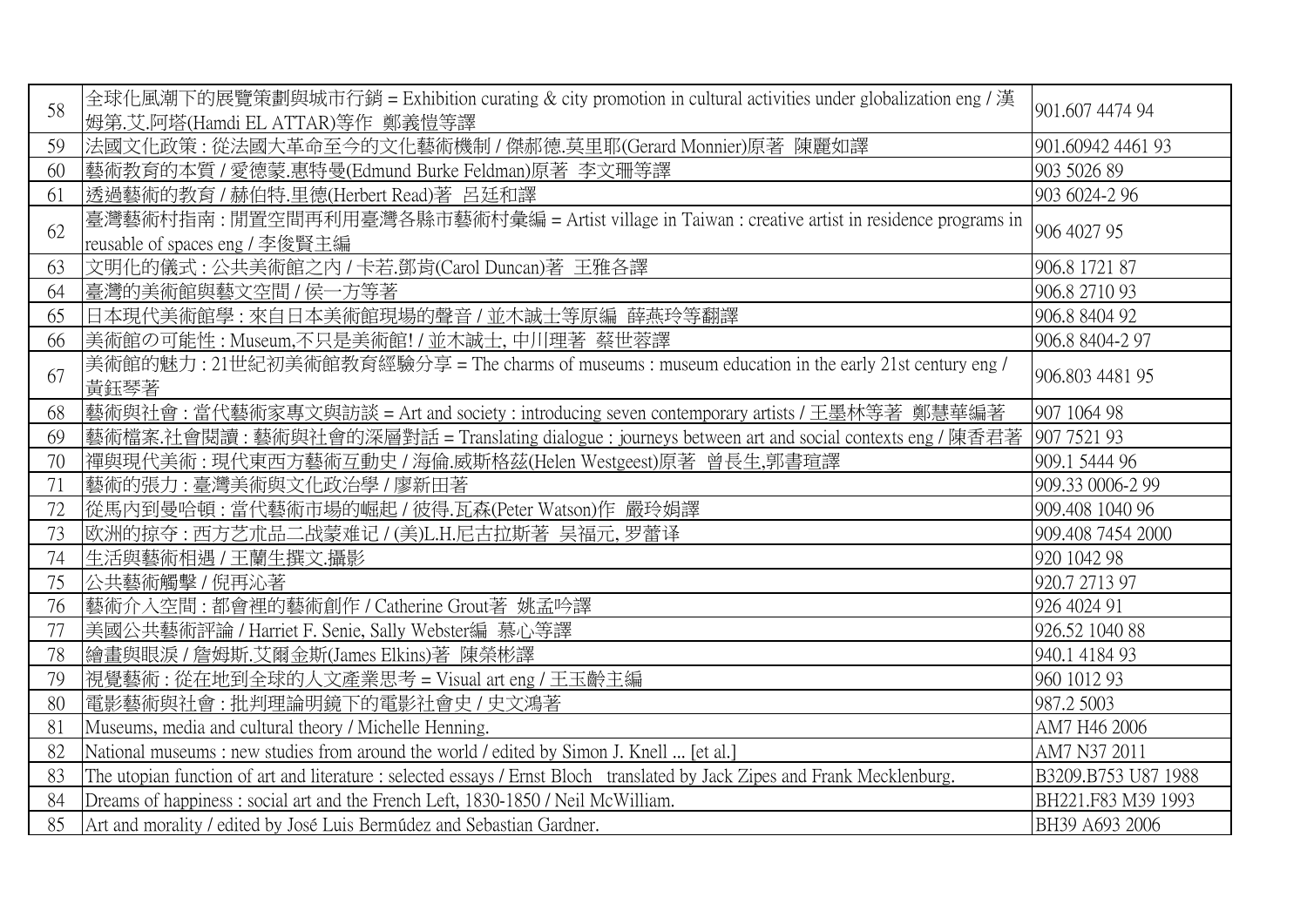| | | |
|---|---|---|
| 58 | 全球化風潮下的展覽策劃與城市行銷 = Exhibition curating & city promotion in cultural activities under globalization eng / 漢姆第.艾.阿塔(Hamdi EL ATTAR)等作 鄭義愷等譯 | 901.607 4474 94 |
| 59 | 法國文化政策 : 從法國大革命至今的文化藝術機制 / 傑郝德.莫里耶(Gerard Monnier)原著 陳麗如譯 | 901.60942 4461 93 |
| 60 | 藝術教育的本質 / 愛德蒙.惠特曼(Edmund Burke Feldman)原著 李文珊等譯 | 903 5026 89 |
| 61 | 透過藝術的教育 / 赫伯特.里德(Herbert Read)著 呂廷和譯 | 903 6024-2 96 |
| 62 | 臺灣藝術村指南 : 閒置空間再利用臺灣各縣市藝術村彙編 = Artist village in Taiwan : creative artist in residence programs in reusable of spaces eng / 李俊賢主編 | 906 4027 95 |
| 63 | 文明化的儀式 : 公共美術館之內 / 卡若.鄧肯(Carol Duncan)著 王雅各譯 | 906.8 1721 87 |
| 64 | 臺灣的美術館與藝文空間 / 侯一方等著 | 906.8 2710 93 |
| 65 | 日本現代美術館學 : 來自日本美術館現場的聲音 / 並木誠士等原編 薛燕玲等翻譯 | 906.8 8404 92 |
| 66 | 美術館の可能性 : Museum,不只是美術館! / 並木誠士, 中川理著 蔡世蓉譯 | 906.8 8404-2 97 |
| 67 | 美術館的魅力 : 21世紀初美術館教育經驗分享 = The charms of museums : museum education in the early 21st century eng / 黃鈺琴著 | 906.803 4481 95 |
| 68 | 藝術與社會 : 當代藝術家專文與訪談 = Art and society : introducing seven contemporary artists / 王墨林等著 鄭慧華編著 | 907 1064 98 |
| 69 | 藝術檔案.社會閱讀 : 藝術與社會的深層對話 = Translating dialogue : journeys between art and social contexts eng / 陳香君著 | 907 7521 93 |
| 70 | 禪與現代美術 : 現代東西方藝術互動史 / 海倫.威斯格茲(Helen Westgeest)原著 曾長生,郭書瑄譯 | 909.1 5444 96 |
| 71 | 藝術的張力 : 臺灣美術與文化政治學 / 廖新田著 | 909.33 0006-2 99 |
| 72 | 從馬內到曼哈頓 : 當代藝術市場的崛起 / 彼得.瓦森(Peter Watson)作 嚴玲娟譯 | 909.408 1040 96 |
| 73 | 欧洲的掠夺 : 西方艺术品二战蒙难记 / (美)L.H.尼古拉斯著 吴福元, 罗蕾译 | 909.408 7454 2000 |
| 74 | 生活與藝術相遇 / 王蘭生撰文.攝影 | 920 1042 98 |
| 75 | 公共藝術觸擊 / 倪再沁著 | 920.7 2713 97 |
| 76 | 藝術介入空間 : 都會裡的藝術創作 / Catherine Grout著 姚孟吟譯 | 926 4024 91 |
| 77 | 美國公共藝術評論 / Harriet F. Senie, Sally Webster編 慕心等譯 | 926.52 1040 88 |
| 78 | 繪畫與眼淚 / 詹姆斯.艾爾金斯(James Elkins)著 陳榮彬譯 | 940.1 4184 93 |
| 79 | 視覺藝術 : 從在地到全球的人文產業思考 = Visual art eng / 王玉齡主編 | 960 1012 93 |
| 80 | 電影藝術與社會 : 批判理論明鏡下的電影社會史 / 史文鴻著 | 987.2 5003 |
| 81 | Museums, media and cultural theory / Michelle Henning. | AM7 H46 2006 |
| 82 | National museums : new studies from around the world / edited by Simon J. Knell ... [et al.] | AM7 N37 2011 |
| 83 | The utopian function of art and literature : selected essays / Ernst Bloch translated by Jack Zipes and Frank Mecklenburg. | B3209.B753 U87 1988 |
| 84 | Dreams of happiness : social art and the French Left, 1830-1850 / Neil McWilliam. | BH221.F83 M39 1993 |
| 85 | Art and morality / edited by José Luis Bermúdez and Sebastian Gardner. | BH39 A693 2006 |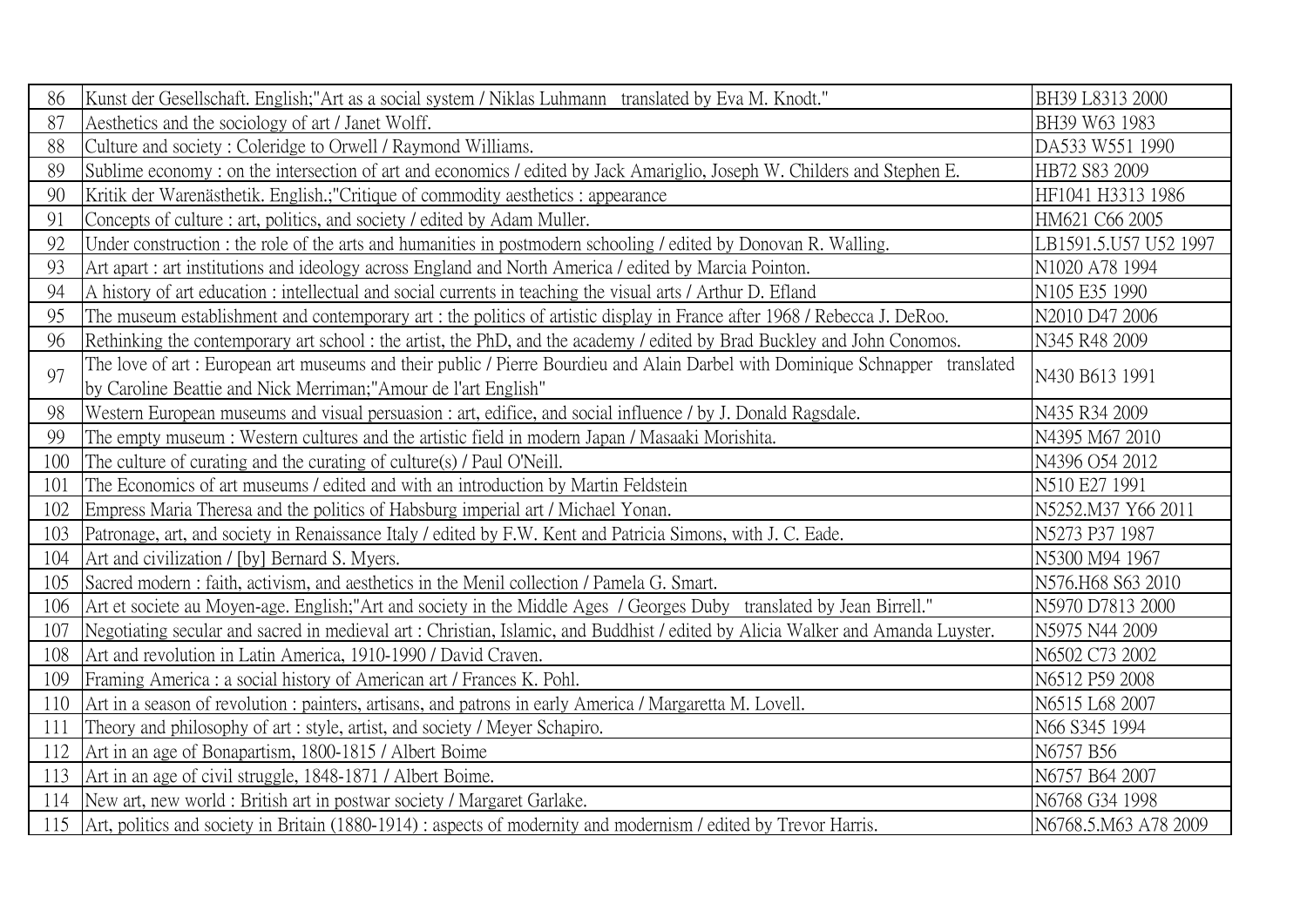| | | |
|---|---|---|
| 86 | Kunst der Gesellschaft. English;"Art as a social system / Niklas Luhmann translated by Eva M. Knodt." | BH39 L8313 2000 |
| 87 | Aesthetics and the sociology of art / Janet Wolff. | BH39 W63 1983 |
| 88 | Culture and society : Coleridge to Orwell / Raymond Williams. | DA533 W551 1990 |
| 89 | Sublime economy : on the intersection of art and economics / edited by Jack Amariglio, Joseph W. Childers and Stephen E. | HB72 S83 2009 |
| 90 | Kritik der Warenästhetik. English.;"Critique of commodity aesthetics : appearance | HF1041 H3313 1986 |
| 91 | Concepts of culture : art, politics, and society / edited by Adam Muller. | HM621 C66 2005 |
| 92 | Under construction : the role of the arts and humanities in postmodern schooling / edited by Donovan R. Walling. | LB1591.5.U57 U52 1997 |
| 93 | Art apart : art institutions and ideology across England and North America / edited by Marcia Pointon. | N1020 A78 1994 |
| 94 | A history of art education : intellectual and social currents in teaching the visual arts / Arthur D. Efland | N105 E35 1990 |
| 95 | The museum establishment and contemporary art : the politics of artistic display in France after 1968 / Rebecca J. DeRoo. | N2010 D47 2006 |
| 96 | Rethinking the contemporary art school : the artist, the PhD, and the academy / edited by Brad Buckley and John Conomos. | N345 R48 2009 |
| 97 | The love of art : European art museums and their public / Pierre Bourdieu and Alain Darbel with Dominique Schnapper translated by Caroline Beattie and Nick Merriman;"Amour de l'art English" | N430 B613 1991 |
| 98 | Western European museums and visual persuasion : art, edifice, and social influence / by J. Donald Ragsdale. | N435 R34 2009 |
| 99 | The empty museum : Western cultures and the artistic field in modern Japan / Masaaki Morishita. | N4395 M67 2010 |
| 100 | The culture of curating and the curating of culture(s) / Paul O'Neill. | N4396 O54 2012 |
| 101 | The Economics of art museums / edited and with an introduction by Martin Feldstein | N510 E27 1991 |
| 102 | Empress Maria Theresa and the politics of Habsburg imperial art / Michael Yonan. | N5252.M37 Y66 2011 |
| 103 | Patronage, art, and society in Renaissance Italy / edited by F.W. Kent and Patricia Simons, with J. C. Eade. | N5273 P37 1987 |
| 104 | Art and civilization / [by] Bernard S. Myers. | N5300 M94 1967 |
| 105 | Sacred modern : faith, activism, and aesthetics in the Menil collection / Pamela G. Smart. | N576.H68 S63 2010 |
| 106 | Art et societe au Moyen-age. English;"Art and society in the Middle Ages / Georges Duby translated by Jean Birrell." | N5970 D7813 2000 |
| 107 | Negotiating secular and sacred in medieval art : Christian, Islamic, and Buddhist / edited by Alicia Walker and Amanda Luyster. | N5975 N44 2009 |
| 108 | Art and revolution in Latin America, 1910-1990 / David Craven. | N6502 C73 2002 |
| 109 | Framing America : a social history of American art / Frances K. Pohl. | N6512 P59 2008 |
| 110 | Art in a season of revolution : painters, artisans, and patrons in early America / Margaretta M. Lovell. | N6515 L68 2007 |
| 111 | Theory and philosophy of art : style, artist, and society / Meyer Schapiro. | N66 S345 1994 |
| 112 | Art in an age of Bonapartism, 1800-1815 / Albert Boime | N6757 B56 |
| 113 | Art in an age of civil struggle, 1848-1871 / Albert Boime. | N6757 B64 2007 |
| 114 | New art, new world : British art in postwar society / Margaret Garlake. | N6768 G34 1998 |
| 115 | Art, politics and society in Britain (1880-1914) : aspects of modernity and modernism / edited by Trevor Harris. | N6768.5.M63 A78 2009 |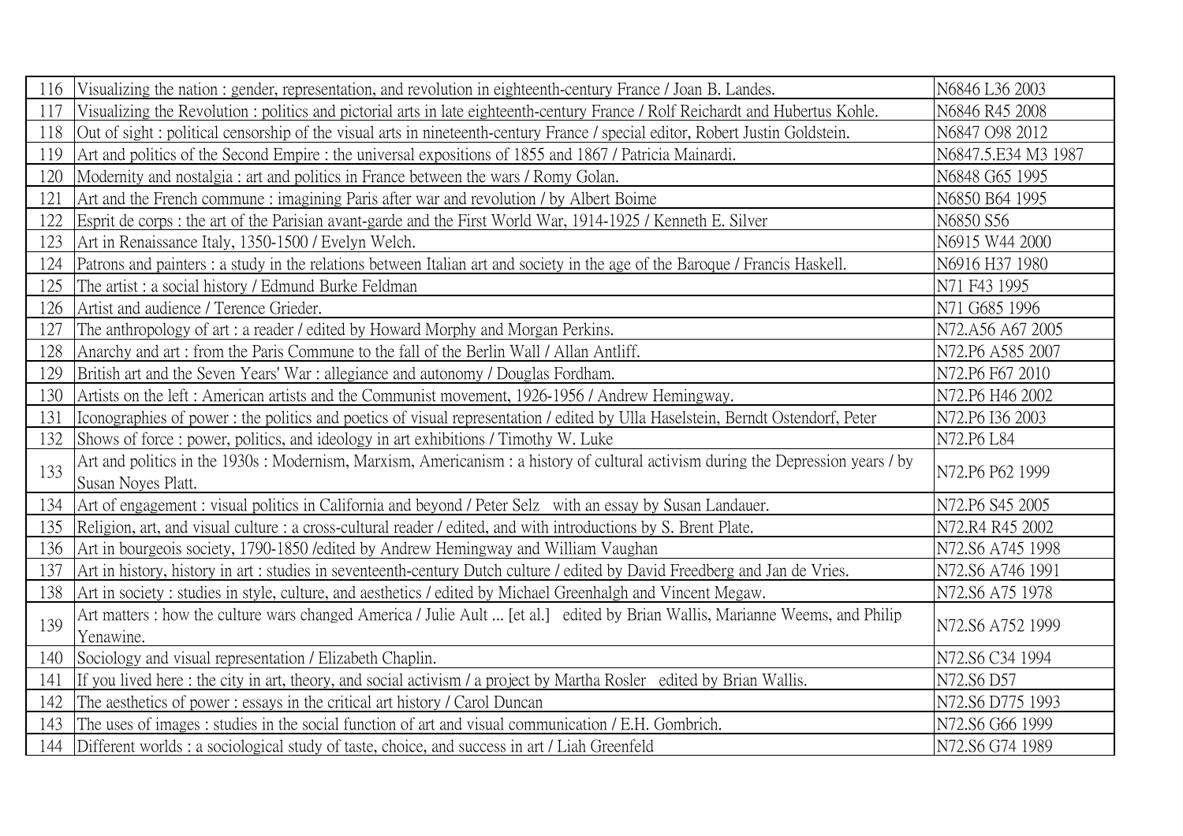| | | |
|---|---|---|
| 116 | Visualizing the nation : gender, representation, and revolution in eighteenth-century France / Joan B. Landes. | N6846 L36 2003 |
| 117 | Visualizing the Revolution : politics and pictorial arts in late eighteenth-century France / Rolf Reichardt and Hubertus Kohle. | N6846 R45 2008 |
| 118 | Out of sight : political censorship of the visual arts in nineteenth-century France / special editor, Robert Justin Goldstein. | N6847 O98 2012 |
| 119 | Art and politics of the Second Empire : the universal expositions of 1855 and 1867 / Patricia Mainardi. | N6847.5.E34 M3 1987 |
| 120 | Modernity and nostalgia : art and politics in France between the wars / Romy Golan. | N6848 G65 1995 |
| 121 | Art and the French commune : imagining Paris after war and revolution / by Albert Boime | N6850 B64 1995 |
| 122 | Esprit de corps : the art of the Parisian avant-garde and the First World War, 1914-1925 / Kenneth E. Silver | N6850 S56 |
| 123 | Art in Renaissance Italy, 1350-1500 / Evelyn Welch. | N6915 W44 2000 |
| 124 | Patrons and painters : a study in the relations between Italian art and society in the age of the Baroque / Francis Haskell. | N6916 H37 1980 |
| 125 | The artist : a social history / Edmund Burke Feldman | N71 F43 1995 |
| 126 | Artist and audience / Terence Grieder. | N71 G685 1996 |
| 127 | The anthropology of art : a reader / edited by Howard Morphy and Morgan Perkins. | N72.A56 A67 2005 |
| 128 | Anarchy and art : from the Paris Commune to the fall of the Berlin Wall / Allan Antliff. | N72.P6 A585 2007 |
| 129 | British art and the Seven Years' War : allegiance and autonomy / Douglas Fordham. | N72.P6 F67 2010 |
| 130 | Artists on the left : American artists and the Communist movement, 1926-1956 / Andrew Hemingway. | N72.P6 H46 2002 |
| 131 | Iconographies of power : the politics and poetics of visual representation / edited by Ulla Haselstein, Berndt Ostendorf, Peter | N72.P6 I36 2003 |
| 132 | Shows of force : power, politics, and ideology in art exhibitions / Timothy W. Luke | N72.P6 L84 |
| 133 | Art and politics in the 1930s : Modernism, Marxism, Americanism : a history of cultural activism during the Depression years / by Susan Noyes Platt. | N72.P6 P62 1999 |
| 134 | Art of engagement : visual politics in California and beyond / Peter Selz with an essay by Susan Landauer. | N72.P6 S45 2005 |
| 135 | Religion, art, and visual culture : a cross-cultural reader / edited, and with introductions by S. Brent Plate. | N72.R4 R45 2002 |
| 136 | Art in bourgeois society, 1790-1850 /edited by Andrew Hemingway and William Vaughan | N72.S6 A745 1998 |
| 137 | Art in history, history in art : studies in seventeenth-century Dutch culture / edited by David Freedberg and Jan de Vries. | N72.S6 A746 1991 |
| 138 | Art in society : studies in style, culture, and aesthetics / edited by Michael Greenhalgh and Vincent Megaw. | N72.S6 A75 1978 |
| 139 | Art matters : how the culture wars changed America / Julie Ault ... [et al.] edited by Brian Wallis, Marianne Weems, and Philip Yenawine. | N72.S6 A752 1999 |
| 140 | Sociology and visual representation / Elizabeth Chaplin. | N72.S6 C34 1994 |
| 141 | If you lived here : the city in art, theory, and social activism / a project by Martha Rosler edited by Brian Wallis. | N72.S6 D57 |
| 142 | The aesthetics of power : essays in the critical art history / Carol Duncan | N72.S6 D775 1993 |
| 143 | The uses of images : studies in the social function of art and visual communication / E.H. Gombrich. | N72.S6 G66 1999 |
| 144 | Different worlds : a sociological study of taste, choice, and success in art / Liah Greenfeld | N72.S6 G74 1989 |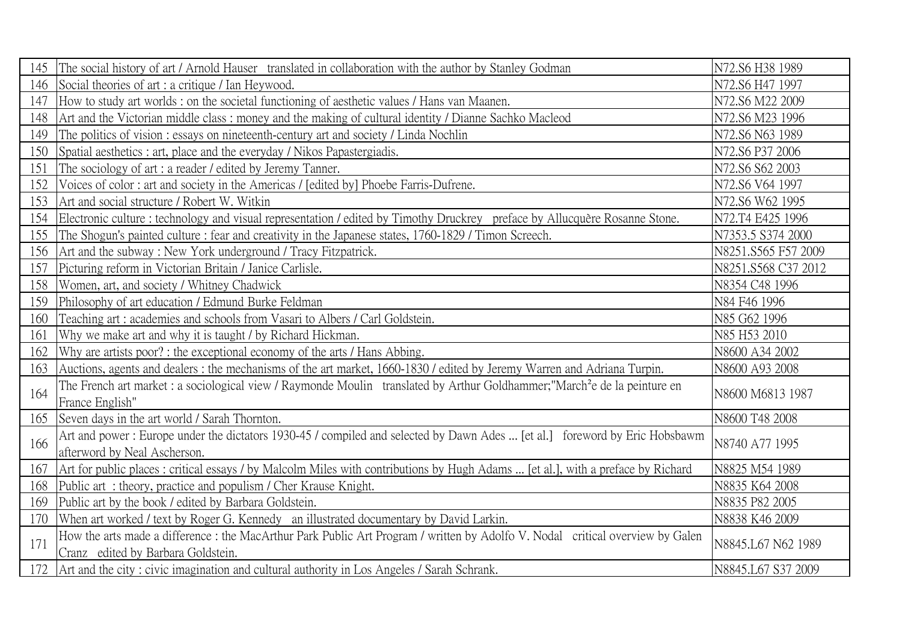| | | |
|---|---|---|
| 145 | The social history of art / Arnold Hauser  translated in collaboration with the author by Stanley Godman | N72.S6 H38 1989 |
| 146 | Social theories of art : a critique / Ian Heywood. | N72.S6 H47 1997 |
| 147 | How to study art worlds : on the societal functioning of aesthetic values / Hans van Maanen. | N72.S6 M22 2009 |
| 148 | Art and the Victorian middle class : money and the making of cultural identity / Dianne Sachko Macleod | N72.S6 M23 1996 |
| 149 | The politics of vision : essays on nineteenth-century art and society / Linda Nochlin | N72.S6 N63 1989 |
| 150 | Spatial aesthetics : art, place and the everyday / Nikos Papastergiadis. | N72.S6 P37 2006 |
| 151 | The sociology of art : a reader / edited by Jeremy Tanner. | N72.S6 S62 2003 |
| 152 | Voices of color : art and society in the Americas / [edited by] Phoebe Farris-Dufrene. | N72.S6 V64 1997 |
| 153 | Art and social structure / Robert W. Witkin | N72.S6 W62 1995 |
| 154 | Electronic culture : technology and visual representation / edited by Timothy Druckrey  preface by Allucquère Rosanne Stone. | N72.T4 E425 1996 |
| 155 | The Shogun's painted culture : fear and creativity in the Japanese states, 1760-1829 / Timon Screech. | N7353.5 S374 2000 |
| 156 | Art and the subway : New York underground / Tracy Fitzpatrick. | N8251.S565 F57 2009 |
| 157 | Picturing reform in Victorian Britain / Janice Carlisle. | N8251.S568 C37 2012 |
| 158 | Women, art, and society / Whitney Chadwick | N8354 C48 1996 |
| 159 | Philosophy of art education / Edmund Burke Feldman | N84 F46 1996 |
| 160 | Teaching art : academies and schools from Vasari to Albers / Carl Goldstein. | N85 G62 1996 |
| 161 | Why we make art and why it is taught / by Richard Hickman. | N85 H53 2010 |
| 162 | Why are artists poor? : the exceptional economy of the arts / Hans Abbing. | N8600 A34 2002 |
| 163 | Auctions, agents and dealers : the mechanisms of the art market, 1660-1830 / edited by Jeremy Warren and Adriana Turpin. | N8600 A93 2008 |
| 164 | The French art market : a sociological view / Raymonde Moulin  translated by Arthur Goldhammer;"March²e de la peinture en France English" | N8600 M6813 1987 |
| 165 | Seven days in the art world / Sarah Thornton. | N8600 T48 2008 |
| 166 | Art and power : Europe under the dictators 1930-45 / compiled and selected by Dawn Ades ... [et al.]  foreword by Eric Hobsbawm afterword by Neal Ascherson. | N8740 A77 1995 |
| 167 | Art for public places : critical essays / by Malcolm Miles with contributions by Hugh Adams ... [et al.], with a preface by Richard | N8825 M54 1989 |
| 168 | Public art : theory, practice and populism / Cher Krause Knight. | N8835 K64 2008 |
| 169 | Public art by the book / edited by Barbara Goldstein. | N8835 P82 2005 |
| 170 | When art worked / text by Roger G. Kennedy  an illustrated documentary by David Larkin. | N8838 K46 2009 |
| 171 | How the arts made a difference : the MacArthur Park Public Art Program / written by Adolfo V. Nodal  critical overview by Galen Cranz  edited by Barbara Goldstein. | N8845.L67 N62 1989 |
| 172 | Art and the city : civic imagination and cultural authority in Los Angeles / Sarah Schrank. | N8845.L67 S37 2009 |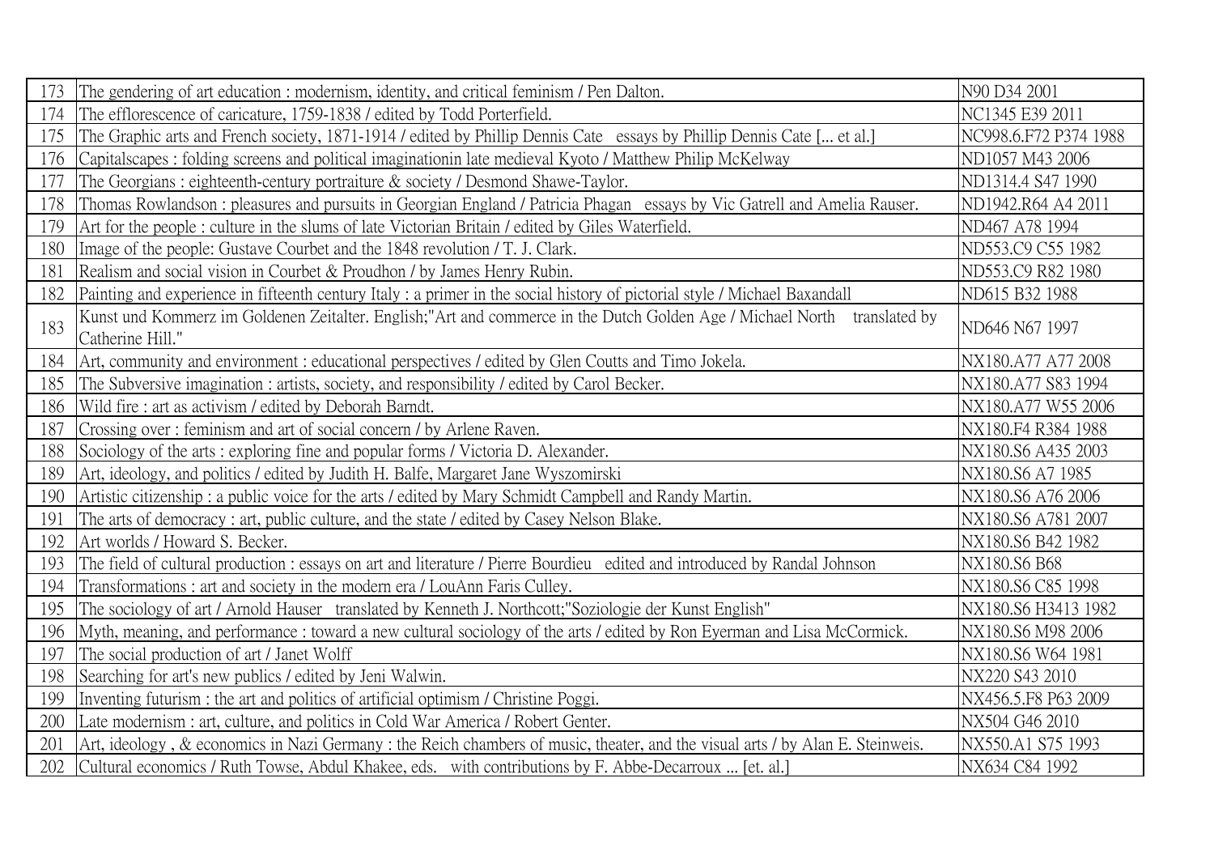| | | |
|---|---|---|
| 173 | The gendering of art education : modernism, identity, and critical feminism / Pen Dalton. | N90 D34 2001 |
| 174 | The efflorescence of caricature, 1759-1838 / edited by Todd Porterfield. | NC1345 E39 2011 |
| 175 | The Graphic arts and French society, 1871-1914 / edited by Phillip Dennis Cate essays by Phillip Dennis Cate [... et al.] | NC998.6.F72 P374 1988 |
| 176 | Capitalscapes : folding screens and political imaginationin late medieval Kyoto / Matthew Philip McKelway | ND1057 M43 2006 |
| 177 | The Georgians : eighteenth-century portraiture & society / Desmond Shawe-Taylor. | ND1314.4 S47 1990 |
| 178 | Thomas Rowlandson : pleasures and pursuits in Georgian England / Patricia Phagan essays by Vic Gatrell and Amelia Rauser. | ND1942.R64 A4 2011 |
| 179 | Art for the people : culture in the slums of late Victorian Britain / edited by Giles Waterfield. | ND467 A78 1994 |
| 180 | Image of the people: Gustave Courbet and the 1848 revolution / T. J. Clark. | ND553.C9 C55 1982 |
| 181 | Realism and social vision in Courbet & Proudhon / by James Henry Rubin. | ND553.C9 R82 1980 |
| 182 | Painting and experience in fifteenth century Italy : a primer in the social history of pictorial style / Michael Baxandall | ND615 B32 1988 |
| 183 | Kunst und Kommerz im Goldenen Zeitalter. English;"Art and commerce in the Dutch Golden Age / Michael North translated by Catherine Hill." | ND646 N67 1997 |
| 184 | Art, community and environment : educational perspectives / edited by Glen Coutts and Timo Jokela. | NX180.A77 A77 2008 |
| 185 | The Subversive imagination : artists, society, and responsibility / edited by Carol Becker. | NX180.A77 S83 1994 |
| 186 | Wild fire : art as activism / edited by Deborah Barndt. | NX180.A77 W55 2006 |
| 187 | Crossing over : feminism and art of social concern / by Arlene Raven. | NX180.F4 R384 1988 |
| 188 | Sociology of the arts : exploring fine and popular forms / Victoria D. Alexander. | NX180.S6 A435 2003 |
| 189 | Art, ideology, and politics / edited by Judith H. Balfe, Margaret Jane Wyszomirski | NX180.S6 A7 1985 |
| 190 | Artistic citizenship : a public voice for the arts / edited by Mary Schmidt Campbell and Randy Martin. | NX180.S6 A76 2006 |
| 191 | The arts of democracy : art, public culture, and the state / edited by Casey Nelson Blake. | NX180.S6 A781 2007 |
| 192 | Art worlds / Howard S. Becker. | NX180.S6 B42 1982 |
| 193 | The field of cultural production : essays on art and literature / Pierre Bourdieu edited and introduced by Randal Johnson | NX180.S6 B68 |
| 194 | Transformations : art and society in the modern era / LouAnn Faris Culley. | NX180.S6 C85 1998 |
| 195 | The sociology of art / Arnold Hauser translated by Kenneth J. Northcott;"Soziologie der Kunst English" | NX180.S6 H3413 1982 |
| 196 | Myth, meaning, and performance : toward a new cultural sociology of the arts / edited by Ron Eyerman and Lisa McCormick. | NX180.S6 M98 2006 |
| 197 | The social production of art / Janet Wolff | NX180.S6 W64 1981 |
| 198 | Searching for art's new publics / edited by Jeni Walwin. | NX220 S43 2010 |
| 199 | Inventing futurism : the art and politics of artificial optimism / Christine Poggi. | NX456.5.F8 P63 2009 |
| 200 | Late modernism : art, culture, and politics in Cold War America / Robert Genter. | NX504 G46 2010 |
| 201 | Art, ideology , & economics in Nazi Germany : the Reich chambers of music, theater, and the visual arts / by Alan E. Steinweis. | NX550.A1 S75 1993 |
| 202 | Cultural economics / Ruth Towse, Abdul Khakee, eds. with contributions by F. Abbe-Decarroux ... [et. al.] | NX634 C84 1992 |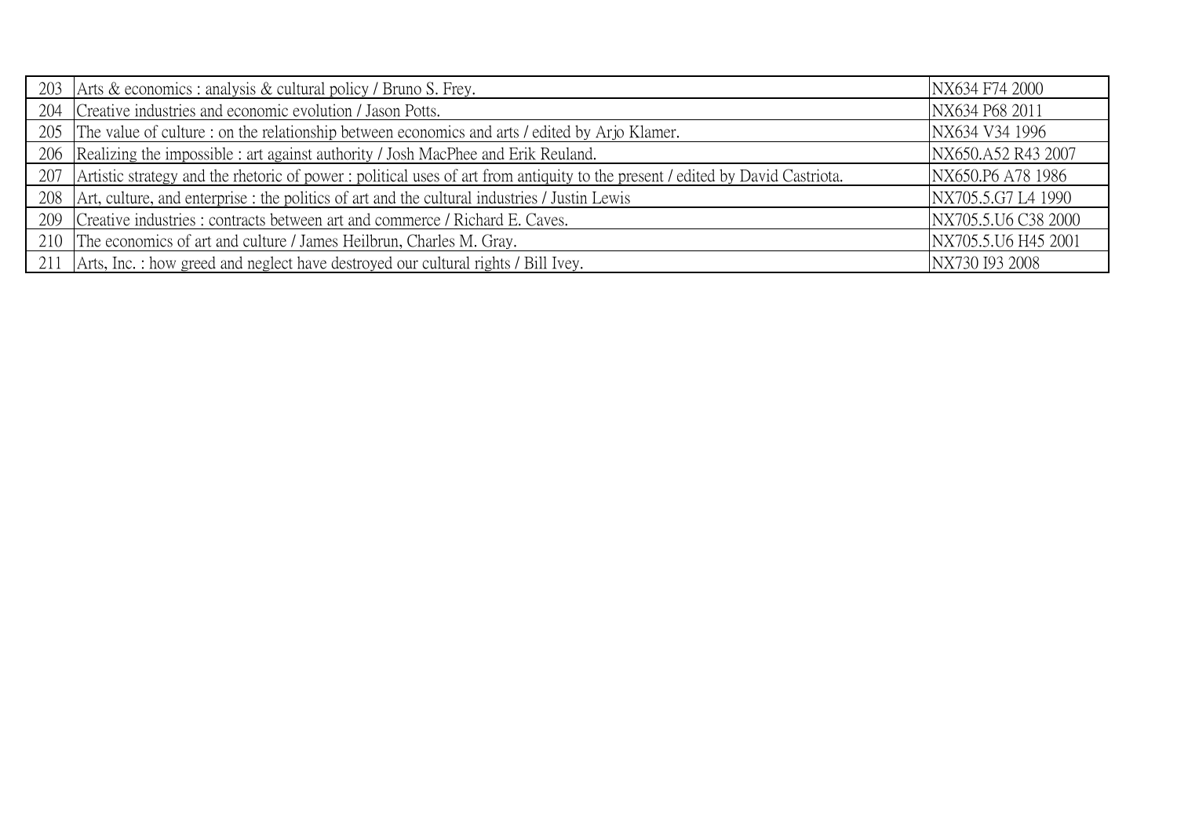| | | |
|---|---|---|
| 203 | Arts & economics : analysis & cultural policy / Bruno S. Frey. | NX634 F74 2000 |
| 204 | Creative industries and economic evolution / Jason Potts. | NX634 P68 2011 |
| 205 | The value of culture : on the relationship between economics and arts / edited by Arjo Klamer. | NX634 V34 1996 |
| 206 | Realizing the impossible : art against authority / Josh MacPhee and Erik Reuland. | NX650.A52 R43 2007 |
| 207 | Artistic strategy and the rhetoric of power : political uses of art from antiquity to the present / edited by David Castriota. | NX650.P6 A78 1986 |
| 208 | Art, culture, and enterprise : the politics of art and the cultural industries / Justin Lewis | NX705.5.G7 L4 1990 |
| 209 | Creative industries : contracts between art and commerce / Richard E. Caves. | NX705.5.U6 C38 2000 |
| 210 | The economics of art and culture / James Heilbrun, Charles M. Gray. | NX705.5.U6 H45 2001 |
| 211 | Arts, Inc. : how greed and neglect have destroyed our cultural rights / Bill Ivey. | NX730 I93 2008 |